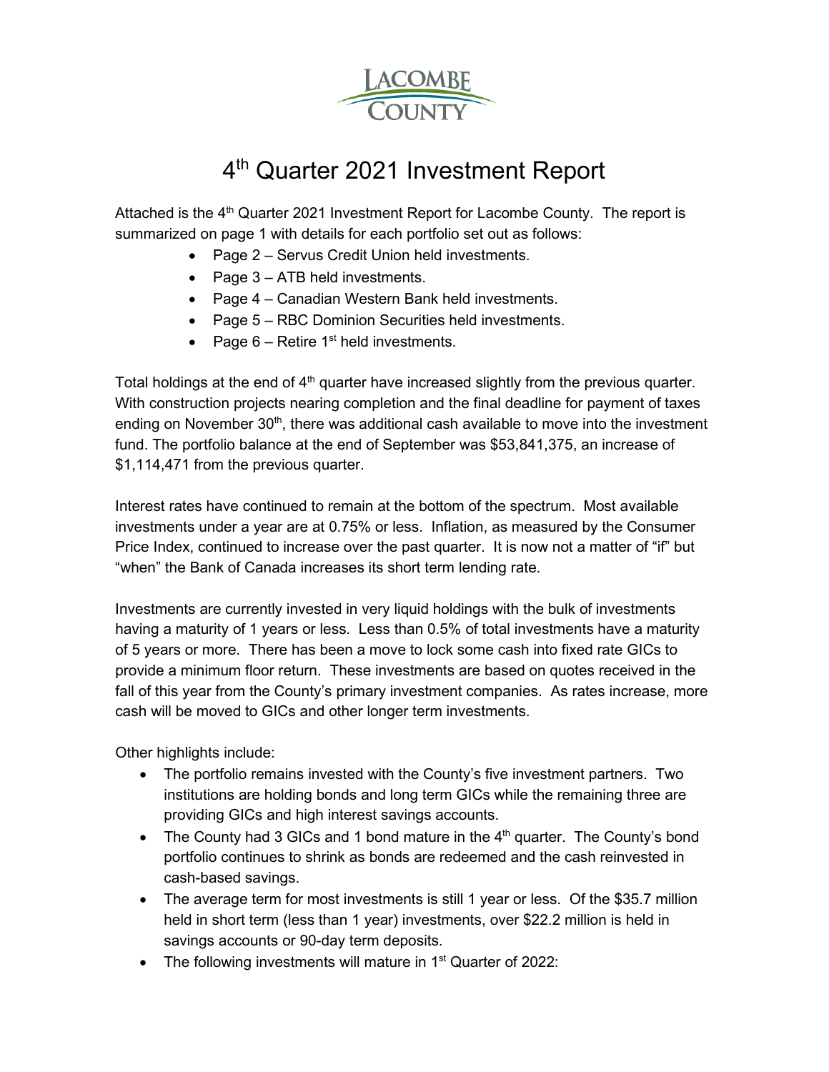LACOMBE COUNTY

# 4th Quarter 2021 Investment Report

Attached is the 4th Quarter 2021 Investment Report for Lacombe County. The report is summarized on page 1 with details for each portfolio set out as follows:

- Page 2 – Servus Credit Union held investments.
- Page 3 – ATB held investments.
- Page 4 – Canadian Western Bank held investments.
- Page 5 – RBC Dominion Securities held investments.
- Page 6 – Retire 1st held investments.

Total holdings at the end of 4th quarter have increased slightly from the previous quarter. With construction projects nearing completion and the final deadline for payment of taxes ending on November 30th, there was additional cash available to move into the investment fund. The portfolio balance at the end of September was $53,841,375, an increase of $1,114,471 from the previous quarter.

Interest rates have continued to remain at the bottom of the spectrum. Most available investments under a year are at 0.75% or less. Inflation, as measured by the Consumer Price Index, continued to increase over the past quarter. It is now not a matter of "if" but "when" the Bank of Canada increases its short term lending rate.

Investments are currently invested in very liquid holdings with the bulk of investments having a maturity of 1 years or less. Less than 0.5% of total investments have a maturity of 5 years or more. There has been a move to lock some cash into fixed rate GICs to provide a minimum floor return. These investments are based on quotes received in the fall of this year from the County's primary investment companies. As rates increase, more cash will be moved to GICs and other longer term investments.

Other highlights include:

- The portfolio remains invested with the County's five investment partners. Two institutions are holding bonds and long term GICs while the remaining three are providing GICs and high interest savings accounts.
- The County had 3 GICs and 1 bond mature in the 4th quarter. The County's bond portfolio continues to shrink as bonds are redeemed and the cash reinvested in cash-based savings.
- The average term for most investments is still 1 year or less. Of the $35.7 million held in short term (less than 1 year) investments, over $22.2 million is held in savings accounts or 90-day term deposits.
- The following investments will mature in 1st Quarter of 2022: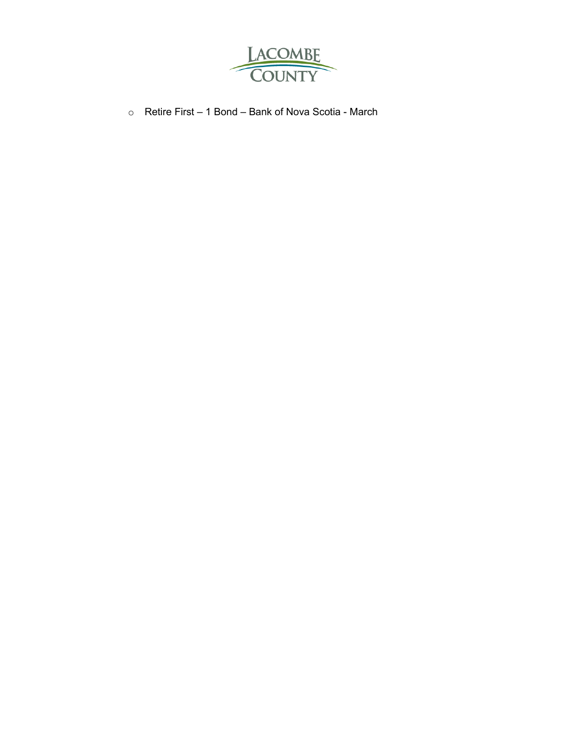- Retire First – 1 Bond – Bank of Nova Scotia - March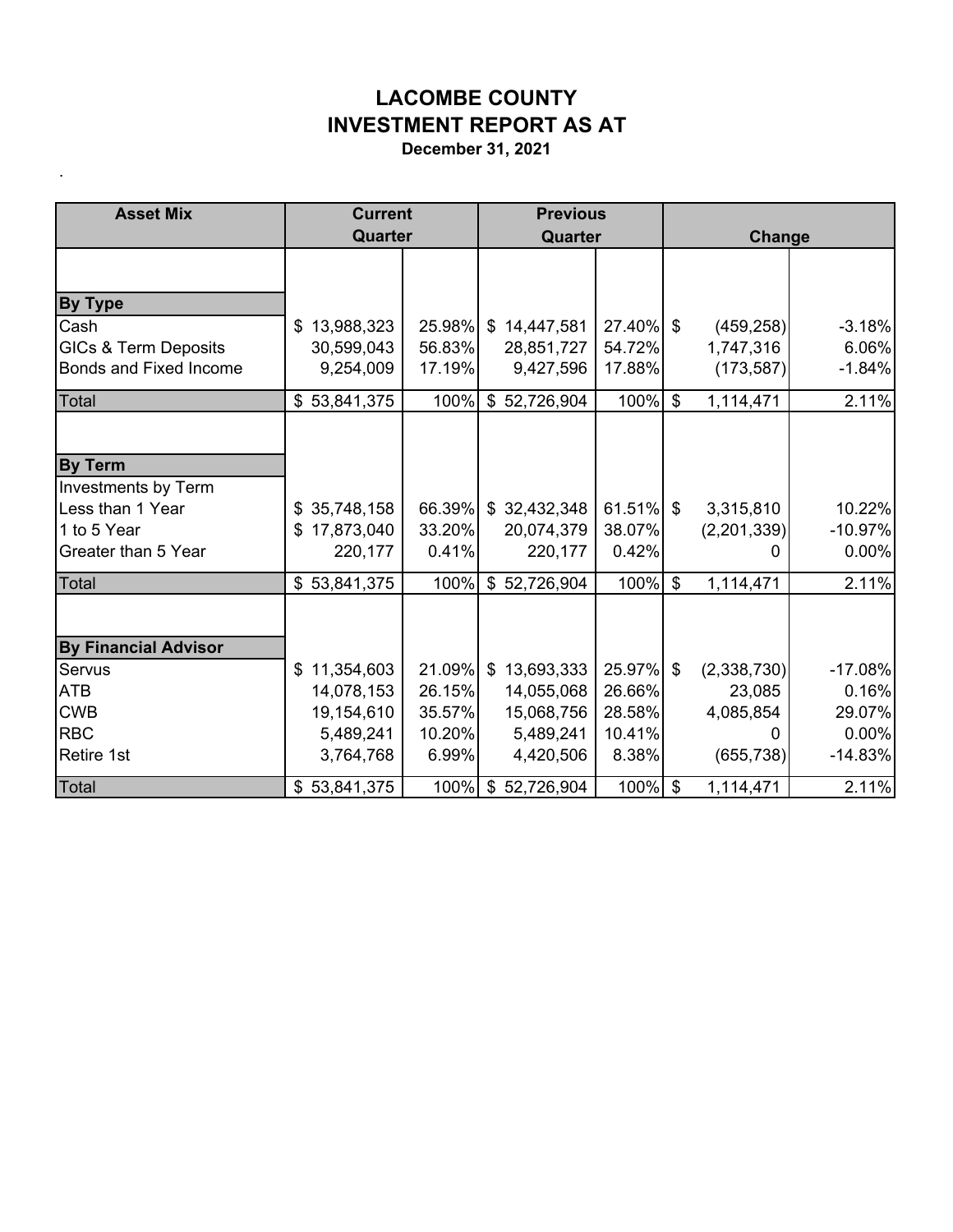# LACOMBE COUNTY
# INVESTMENT REPORT AS AT
**December 31, 2021**

.

| Asset Mix | Current Quarter | | Previous Quarter | | Change | |
|---|---|---|---|---|---|---|
| **By Type** | | | | | | |
| Cash | $ 13,988,323 | 25.98% | $ 14,447,581 | 27.40% | $ (459,258) | -3.18% |
| GICs & Term Deposits | 30,599,043 | 56.83% | 28,851,727 | 54.72% | 1,747,316 | 6.06% |
| Bonds and Fixed Income | 9,254,009 | 17.19% | 9,427,596 | 17.88% | (173,587) | -1.84% |
| Total | $ 53,841,375 | 100% | $ 52,726,904 | 100% | $ 1,114,471 | 2.11% |
| **By Term** | | | | | | |
| Investments by Term | | | | | | |
| Less than 1 Year | $ 35,748,158 | 66.39% | $ 32,432,348 | 61.51% | $ 3,315,810 | 10.22% |
| 1 to 5 Year | $ 17,873,040 | 33.20% | 20,074,379 | 38.07% | (2,201,339) | -10.97% |
| Greater than 5 Year | 220,177 | 0.41% | 220,177 | 0.42% | 0 | 0.00% |
| Total | $ 53,841,375 | 100% | $ 52,726,904 | 100% | $ 1,114,471 | 2.11% |
| **By Financial Advisor** | | | | | | |
| Servus | $ 11,354,603 | 21.09% | $ 13,693,333 | 25.97% | $ (2,338,730) | -17.08% |
| ATB | 14,078,153 | 26.15% | 14,055,068 | 26.66% | 23,085 | 0.16% |
| CWB | 19,154,610 | 35.57% | 15,068,756 | 28.58% | 4,085,854 | 29.07% |
| RBC | 5,489,241 | 10.20% | 5,489,241 | 10.41% | 0 | 0.00% |
| Retire 1st | 3,764,768 | 6.99% | 4,420,506 | 8.38% | (655,738) | -14.83% |
| Total | $ 53,841,375 | 100% | $ 52,726,904 | 100% | $ 1,114,471 | 2.11% |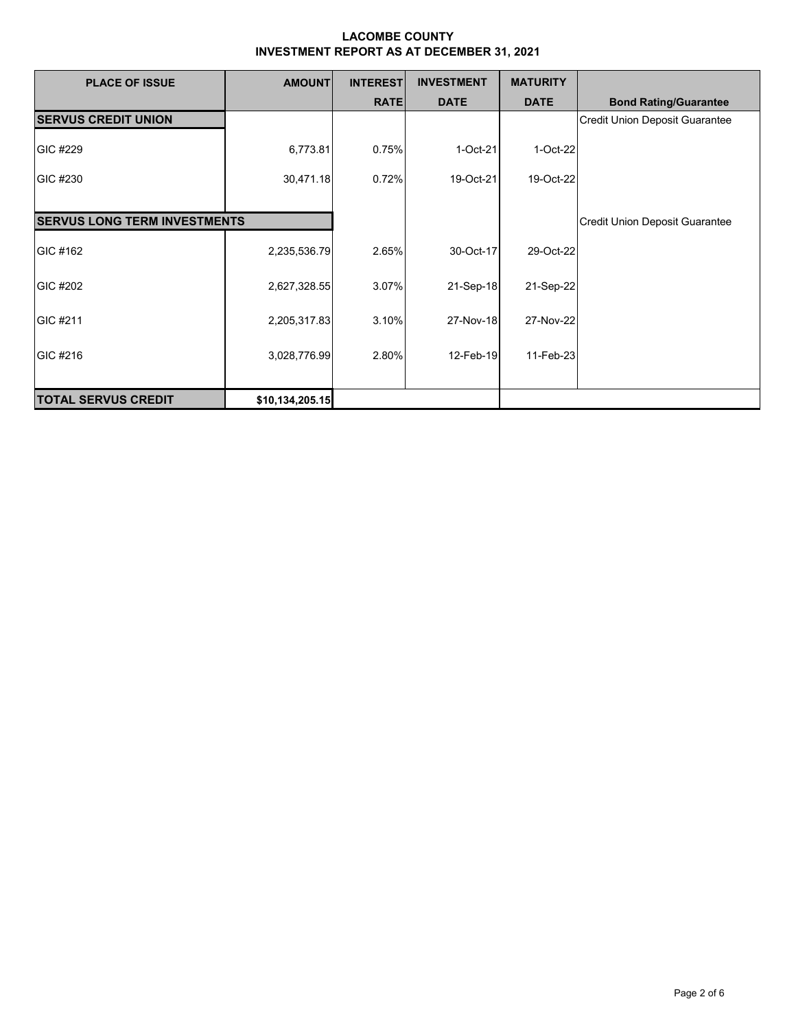# LACOMBE COUNTY
## INVESTMENT REPORT AS AT DECEMBER 31, 2021

| PLACE OF ISSUE | AMOUNT | INTEREST RATE | INVESTMENT DATE | MATURITY DATE | Bond Rating/Guarantee |
|---|---|---|---|---|---|
| **SERVUS CREDIT UNION** | | | | | Credit Union Deposit Guarantee |
| GIC #229 | 6,773.81 | 0.75% | 1-Oct-21 | 1-Oct-22 | |
| GIC #230 | 30,471.18 | 0.72% | 19-Oct-21 | 19-Oct-22 | |
| **SERVUS LONG TERM INVESTMENTS** | | | | | Credit Union Deposit Guarantee |
| GIC #162 | 2,235,536.79 | 2.65% | 30-Oct-17 | 29-Oct-22 | |
| GIC #202 | 2,627,328.55 | 3.07% | 21-Sep-18 | 21-Sep-22 | |
| GIC #211 | 2,205,317.83 | 3.10% | 27-Nov-18 | 27-Nov-22 | |
| GIC #216 | 3,028,776.99 | 2.80% | 12-Feb-19 | 11-Feb-23 | |
| **TOTAL SERVUS CREDIT** | **$10,134,205.15** | | | | |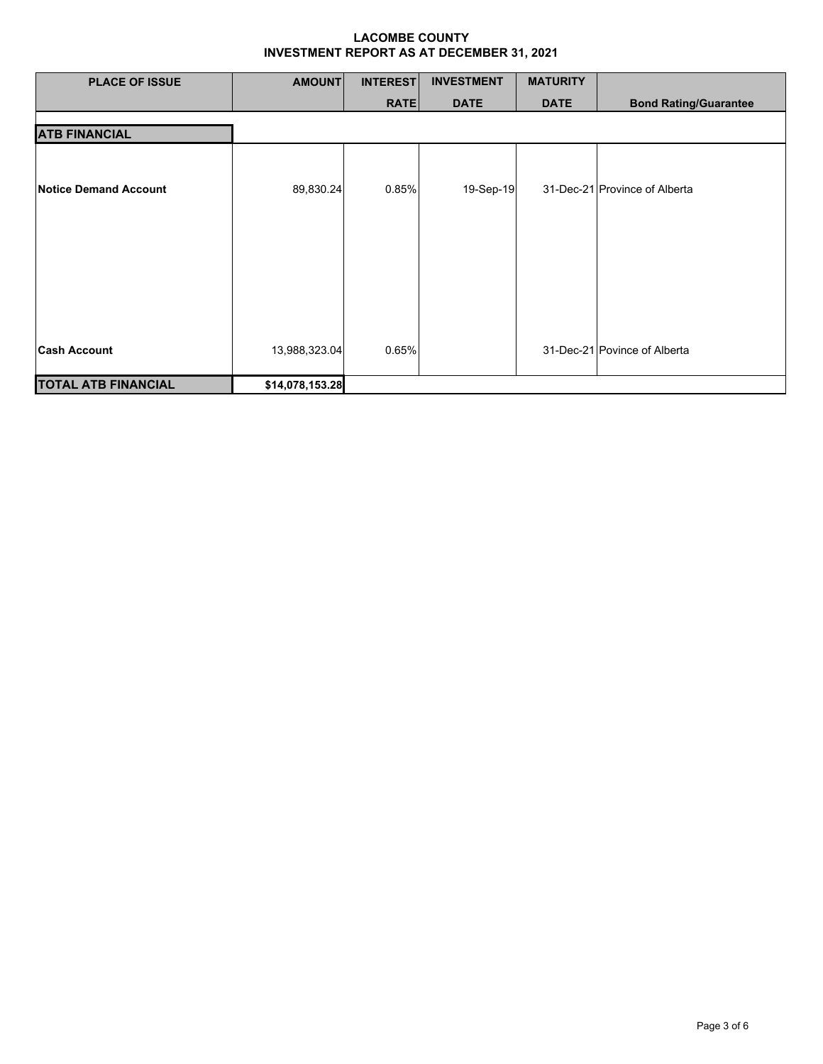**LACOMBE COUNTY**
**INVESTMENT REPORT AS AT DECEMBER 31, 2021**

| PLACE OF ISSUE | AMOUNT | INTEREST RATE | INVESTMENT DATE | MATURITY DATE | Bond Rating/Guarantee |
|---|---|---|---|---|---|
| **ATB FINANCIAL** | | | | | |
| **Notice Demand Account** | 89,830.24 | 0.85% | 19-Sep-19 | 31-Dec-21 | Province of Alberta |
| **Cash Account** | 13,988,323.04 | 0.65% | | 31-Dec-21 | Povince of Alberta |
| **TOTAL ATB FINANCIAL** | **$14,078,153.28** | | | | |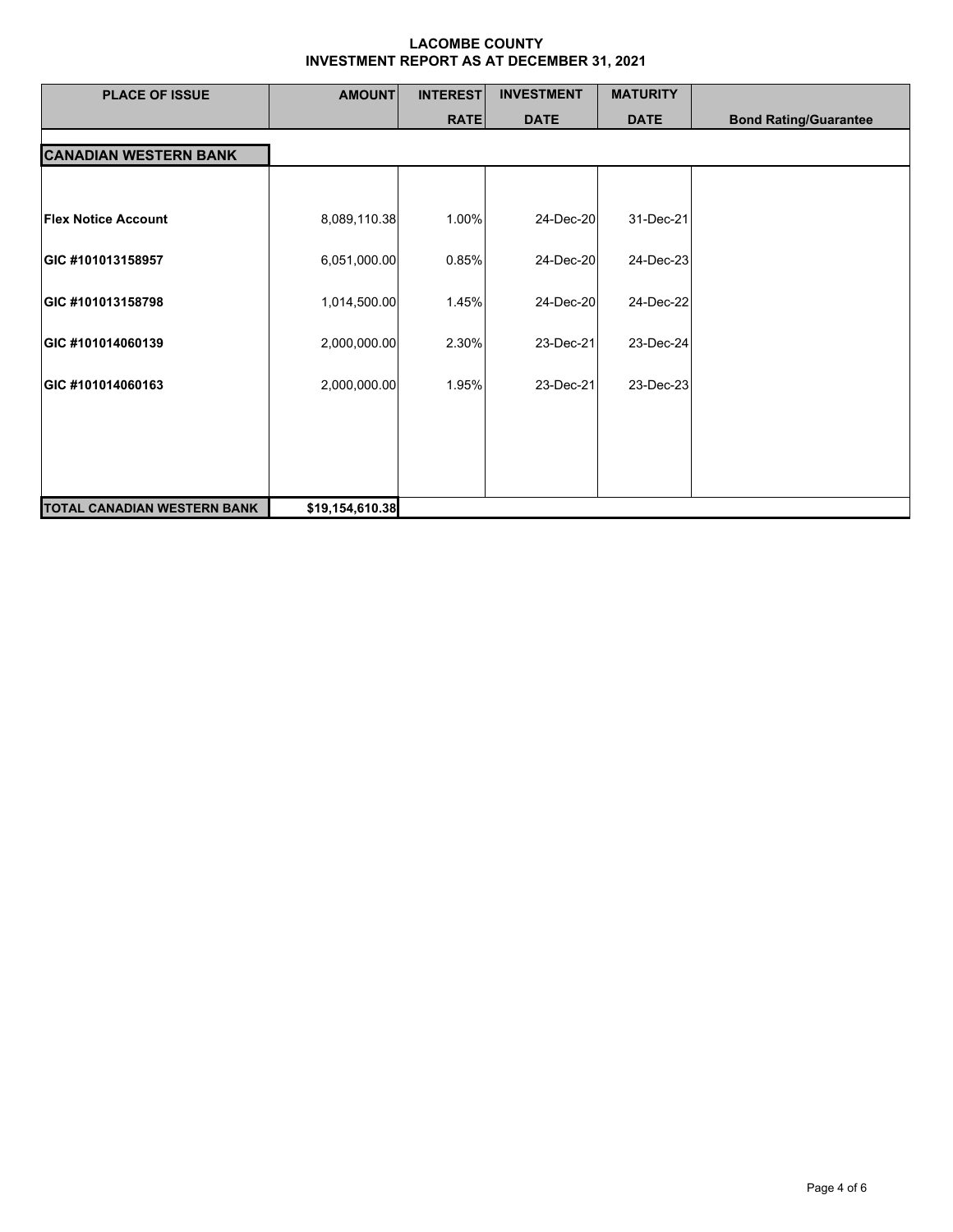# LACOMBE COUNTY
## INVESTMENT REPORT AS AT DECEMBER 31, 2021

| PLACE OF ISSUE | AMOUNT | INTEREST RATE | INVESTMENT DATE | MATURITY DATE | Bond Rating/Guarantee |
|---|---|---|---|---|---|
| **CANADIAN WESTERN BANK** | | | | | |
| **Flex Notice Account** | 8,089,110.38 | 1.00% | 24-Dec-20 | 31-Dec-21 | |
| **GIC #101013158957** | 6,051,000.00 | 0.85% | 24-Dec-20 | 24-Dec-23 | |
| **GIC #101013158798** | 1,014,500.00 | 1.45% | 24-Dec-20 | 24-Dec-22 | |
| **GIC #101014060139** | 2,000,000.00 | 2.30% | 23-Dec-21 | 23-Dec-24 | |
| **GIC #101014060163** | 2,000,000.00 | 1.95% | 23-Dec-21 | 23-Dec-23 | |
| **TOTAL CANADIAN WESTERN BANK** | **$19,154,610.38** | | | | |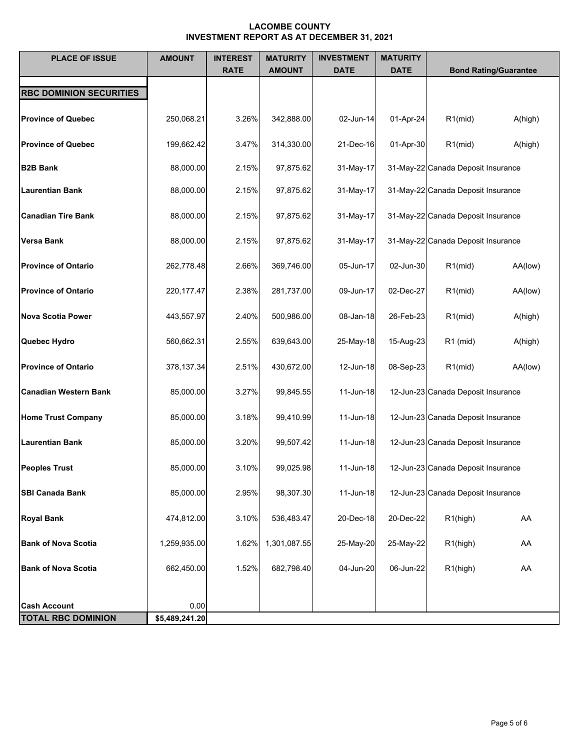# LACOMBE COUNTY
## INVESTMENT REPORT AS AT DECEMBER 31, 2021

| PLACE OF ISSUE | AMOUNT | INTEREST RATE | MATURITY AMOUNT | INVESTMENT DATE | MATURITY DATE | Bond Rating/Guarantee | |
|---|---|---|---|---|---|---|---|
| **RBC DOMINION SECURITIES** | | | | | | | |
| **Province of Quebec** | 250,068.21 | 3.26% | 342,888.00 | 02-Jun-14 | 01-Apr-24 | R1(mid) | A(high) |
| **Province of Quebec** | 199,662.42 | 3.47% | 314,330.00 | 21-Dec-16 | 01-Apr-30 | R1(mid) | A(high) |
| **B2B Bank** | 88,000.00 | 2.15% | 97,875.62 | 31-May-17 | 31-May-22 | Canada Deposit Insurance | |
| **Laurentian Bank** | 88,000.00 | 2.15% | 97,875.62 | 31-May-17 | 31-May-22 | Canada Deposit Insurance | |
| **Canadian Tire Bank** | 88,000.00 | 2.15% | 97,875.62 | 31-May-17 | 31-May-22 | Canada Deposit Insurance | |
| **Versa Bank** | 88,000.00 | 2.15% | 97,875.62 | 31-May-17 | 31-May-22 | Canada Deposit Insurance | |
| **Province of Ontario** | 262,778.48 | 2.66% | 369,746.00 | 05-Jun-17 | 02-Jun-30 | R1(mid) | AA(low) |
| **Province of Ontario** | 220,177.47 | 2.38% | 281,737.00 | 09-Jun-17 | 02-Dec-27 | R1(mid) | AA(low) |
| **Nova Scotia Power** | 443,557.97 | 2.40% | 500,986.00 | 08-Jan-18 | 26-Feb-23 | R1(mid) | A(high) |
| **Quebec Hydro** | 560,662.31 | 2.55% | 639,643.00 | 25-May-18 | 15-Aug-23 | R1 (mid) | A(high) |
| **Province of Ontario** | 378,137.34 | 2.51% | 430,672.00 | 12-Jun-18 | 08-Sep-23 | R1(mid) | AA(low) |
| **Canadian Western Bank** | 85,000.00 | 3.27% | 99,845.55 | 11-Jun-18 | 12-Jun-23 | Canada Deposit Insurance | |
| **Home Trust Company** | 85,000.00 | 3.18% | 99,410.99 | 11-Jun-18 | 12-Jun-23 | Canada Deposit Insurance | |
| **Laurentian Bank** | 85,000.00 | 3.20% | 99,507.42 | 11-Jun-18 | 12-Jun-23 | Canada Deposit Insurance | |
| **Peoples Trust** | 85,000.00 | 3.10% | 99,025.98 | 11-Jun-18 | 12-Jun-23 | Canada Deposit Insurance | |
| **SBI Canada Bank** | 85,000.00 | 2.95% | 98,307.30 | 11-Jun-18 | 12-Jun-23 | Canada Deposit Insurance | |
| **Royal Bank** | 474,812.00 | 3.10% | 536,483.47 | 20-Dec-18 | 20-Dec-22 | R1(high) | AA |
| **Bank of Nova Scotia** | 1,259,935.00 | 1.62% | 1,301,087.55 | 25-May-20 | 25-May-22 | R1(high) | AA |
| **Bank of Nova Scotia** | 662,450.00 | 1.52% | 682,798.40 | 04-Jun-20 | 06-Jun-22 | R1(high) | AA |
| **Cash Account** | 0.00 | | | | | | |
| **TOTAL RBC DOMINION** | **$5,489,241.20** | | | | | | |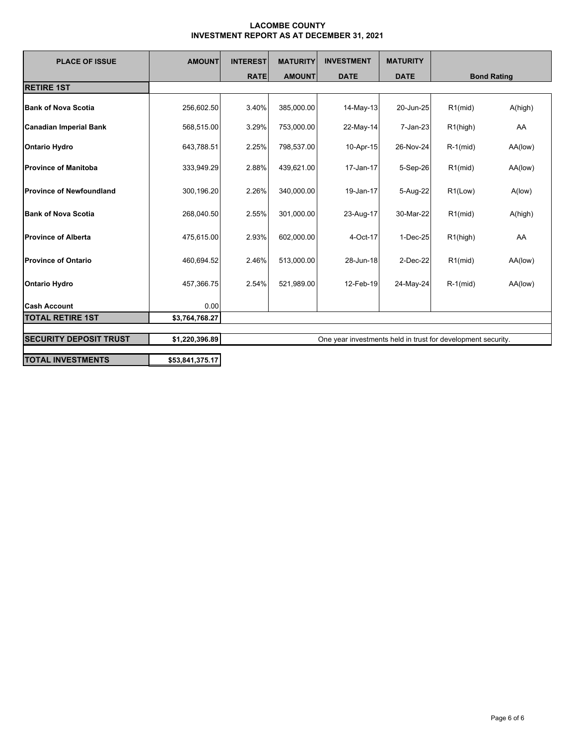# LACOMBE COUNTY
## INVESTMENT REPORT AS AT DECEMBER 31, 2021

| PLACE OF ISSUE | AMOUNT | INTEREST RATE | MATURITY AMOUNT | INVESTMENT DATE | MATURITY DATE | Bond Rating | |
|---|---|---|---|---|---|---|---|
| **RETIRE 1ST** | | | | | | | |
| **Bank of Nova Scotia** | 256,602.50 | 3.40% | 385,000.00 | 14-May-13 | 20-Jun-25 | R1(mid) | A(high) |
| **Canadian Imperial Bank** | 568,515.00 | 3.29% | 753,000.00 | 22-May-14 | 7-Jan-23 | R1(high) | AA |
| **Ontario Hydro** | 643,788.51 | 2.25% | 798,537.00 | 10-Apr-15 | 26-Nov-24 | R-1(mid) | AA(low) |
| **Province of Manitoba** | 333,949.29 | 2.88% | 439,621.00 | 17-Jan-17 | 5-Sep-26 | R1(mid) | AA(low) |
| **Province of Newfoundland** | 300,196.20 | 2.26% | 340,000.00 | 19-Jan-17 | 5-Aug-22 | R1(Low) | A(low) |
| **Bank of Nova Scotia** | 268,040.50 | 2.55% | 301,000.00 | 23-Aug-17 | 30-Mar-22 | R1(mid) | A(high) |
| **Province of Alberta** | 475,615.00 | 2.93% | 602,000.00 | 4-Oct-17 | 1-Dec-25 | R1(high) | AA |
| **Province of Ontario** | 460,694.52 | 2.46% | 513,000.00 | 28-Jun-18 | 2-Dec-22 | R1(mid) | AA(low) |
| **Ontario Hydro** | 457,366.75 | 2.54% | 521,989.00 | 12-Feb-19 | 24-May-24 | R-1(mid) | AA(low) |
| **Cash Account** | 0.00 | | | | | | |
| **TOTAL RETIRE 1ST** | **$3,764,768.27** | | | | | | |
| **SECURITY DEPOSIT TRUST** | **$1,220,396.89** | One year investments held in trust for development security. | | | | | |
| **TOTAL INVESTMENTS** | **$53,841,375.17** | | | | | | |